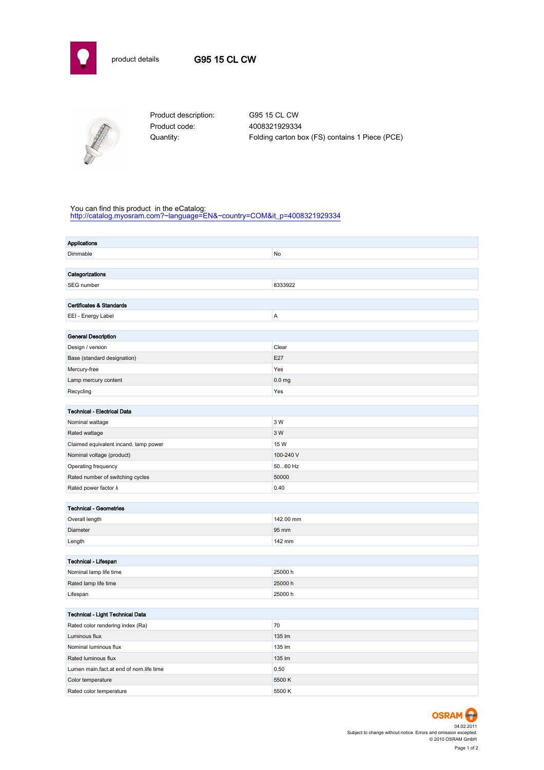product details

# G95 15 CL CW

| | |
|---|---|
| Product description: | G95 15 CL CW |
| Product code: | 4008321929334 |
| Quantity: | Folding carton box (FS) contains 1 Piece (PCE) |

You can find this product in the eCatalog:
http://catalog.myosram.com?~language=EN&~country=COM&it_p=4008321929334

| **Applications** | |
|---|---|
| Dimmable | No |

| **Categorizations** | |
|---|---|
| SEG number | 8333922 |

| **Certificates & Standards** | |
|---|---|
| EEI - Energy Label | A |

| **General Description** | |
|---|---|
| Design / version | Clear |
| Base (standard designation) | E27 |
| Mercury-free | Yes |
| Lamp mercury content | 0.0 mg |
| Recycling | Yes |

| **Technical - Electrical Data** | |
|---|---|
| Nominal wattage | 3 W |
| Rated wattage | 3 W |
| Claimed equivalent incand. lamp power | 15 W |
| Nominal voltage (product) | 100-240 V |
| Operating frequency | 50...60 Hz |
| Rated number of switching cycles | 50000 |
| Rated power factor λ | 0.40 |

| **Technical - Geometries** | |
|---|---|
| Overall length | 142.00 mm |
| Diameter | 95 mm |
| Length | 142 mm |

| **Technical - Lifespan** | |
|---|---|
| Nominal lamp life time | 25000 h |
| Rated lamp life time | 25000 h |
| Lifespan | 25000 h |

| **Technical - Light Technical Data** | |
|---|---|
| Rated color rendering index (Ra) | 70 |
| Luminous flux | 135 lm |
| Nominal luminous flux | 135 lm |
| Rated luminous flux | 135 lm |
| Lumen main.fact.at end of nom.life time | 0.50 |
| Color temperature | 5500 K |
| Rated color temperature | 5500 K |

OSRAM

04.02.2011
Subject to change without notice. Errors and omission excepted.
© 2010 OSRAM GmbH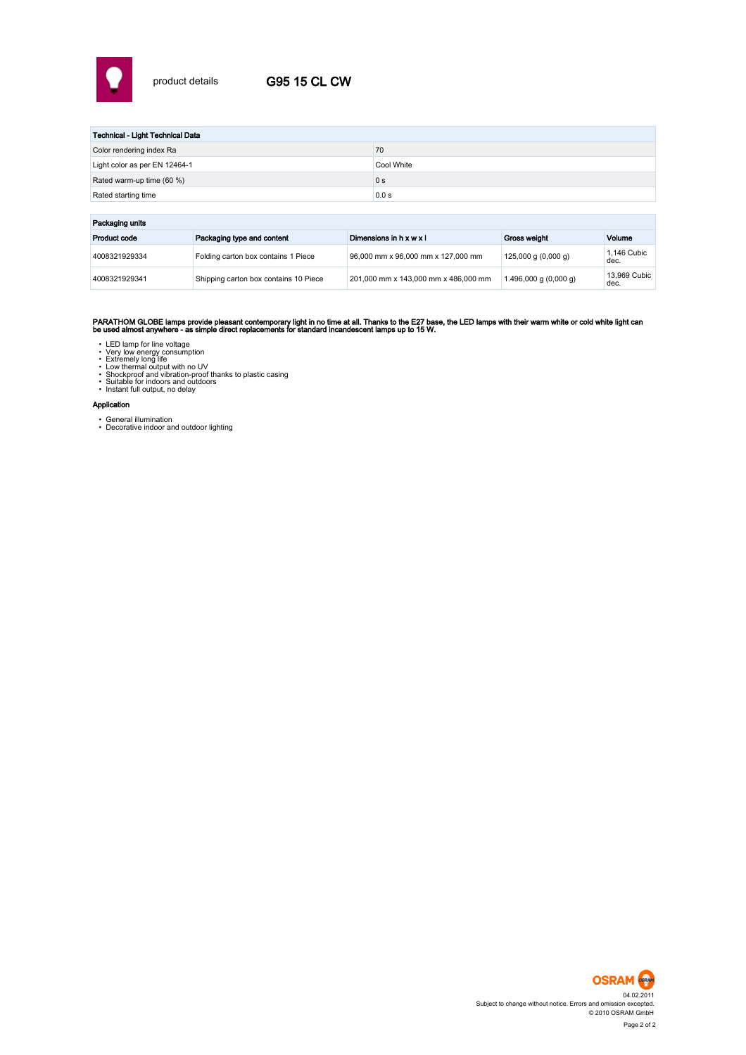product details **G95 15 CL CW**

| Technical - Light Technical Data | |
|---|---|
| Color rendering index Ra | 70 |
| Light color as per EN 12464-1 | Cool White |
| Rated warm-up time (60 %) | 0 s |
| Rated starting time | 0.0 s |

**Packaging units**

| Product code | Packaging type and content | Dimensions in h x w x l | Gross weight | Volume |
|---|---|---|---|---|
| 4008321929334 | Folding carton box contains 1 Piece | 96,000 mm x 96,000 mm x 127,000 mm | 125,000 g (0,000 g) | 1,146 Cubic dec. |
| 4008321929341 | Shipping carton box contains 10 Piece | 201,000 mm x 143,000 mm x 486,000 mm | 1.496,000 g (0,000 g) | 13,969 Cubic dec. |

**PARATHOM GLOBE lamps provide pleasant contemporary light in no time at all. Thanks to the E27 base, the LED lamps with their warm white or cold white light can be used almost anywhere - as simple direct replacements for standard incandescent lamps up to 15 W.**

- LED lamp for line voltage
- Very low energy consumption
- Extremely long life
- Low thermal output with no UV
- Shockproof and vibration-proof thanks to plastic casing
- Suitable for indoors and outdoors
- Instant full output, no delay

**Application**

- General illumination
- Decorative indoor and outdoor lighting

04.02.2011
Subject to change without notice. Errors and omission excepted.
© 2010 OSRAM GmbH